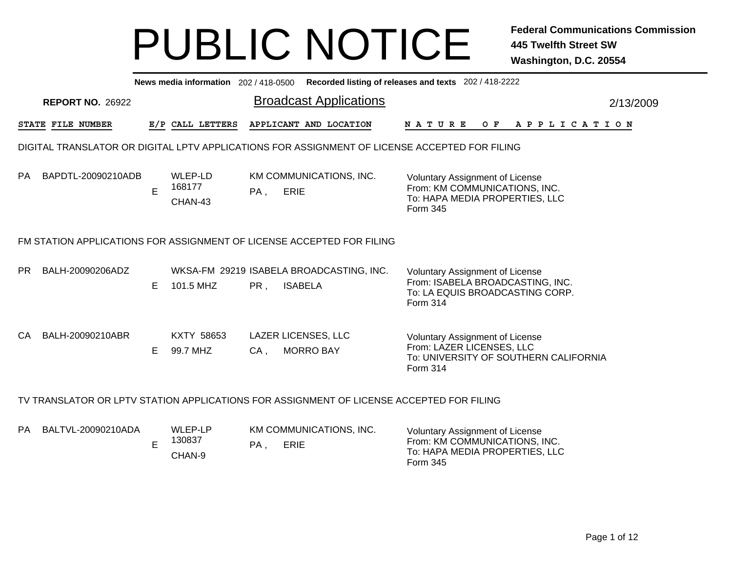# PUBLIC NOTICE

**Federal Communications Commission**
**445 Twelfth Street SW**
**Washington, D.C. 20554**

**News media information** 202 / 418-0500 **Recorded listing of releases and texts** 202 / 418-2222

**REPORT NO.** 26922

## Broadcast Applications

2/13/2009

| STATE | FILE NUMBER | E/P | CALL LETTERS | APPLICANT AND LOCATION | NATURE OF APPLICATION |
|---|---|---|---|---|---|

### DIGITAL TRANSLATOR OR DIGITAL LPTV APPLICATIONS FOR ASSIGNMENT OF LICENSE ACCEPTED FOR FILING

| STATE | FILE NUMBER | E/P | CALL LETTERS | APPLICANT AND LOCATION | NATURE OF APPLICATION |
|---|---|---|---|---|---|
| PA | BAPDTL-20090210ADB | E | WLEP-LD 168177 CHAN-43 | KM COMMUNICATIONS, INC. PA , ERIE | Voluntary Assignment of License From: KM COMMUNICATIONS, INC. To: HAPA MEDIA PROPERTIES, LLC Form 345 |

### FM STATION APPLICATIONS FOR ASSIGNMENT OF LICENSE ACCEPTED FOR FILING

| STATE | FILE NUMBER | E/P | CALL LETTERS | APPLICANT AND LOCATION | NATURE OF APPLICATION |
|---|---|---|---|---|---|
| PR | BALH-20090206ADZ | E | WKSA-FM 29219 101.5 MHZ | ISABELA BROADCASTING, INC. PR , ISABELA | Voluntary Assignment of License From: ISABELA BROADCASTING, INC. To: LA EQUIS BROADCASTING CORP. Form 314 |
| CA | BALH-20090210ABR | E | KXTY 58653 99.7 MHZ | LAZER LICENSES, LLC CA , MORRO BAY | Voluntary Assignment of License From: LAZER LICENSES, LLC To: UNIVERSITY OF SOUTHERN CALIFORNIA Form 314 |

### TV TRANSLATOR OR LPTV STATION APPLICATIONS FOR ASSIGNMENT OF LICENSE ACCEPTED FOR FILING

| STATE | FILE NUMBER | E/P | CALL LETTERS | APPLICANT AND LOCATION | NATURE OF APPLICATION |
|---|---|---|---|---|---|
| PA | BALTVL-20090210ADA | E | WLEP-LP 130837 CHAN-9 | KM COMMUNICATIONS, INC. PA , ERIE | Voluntary Assignment of License From: KM COMMUNICATIONS, INC. To: HAPA MEDIA PROPERTIES, LLC Form 345 |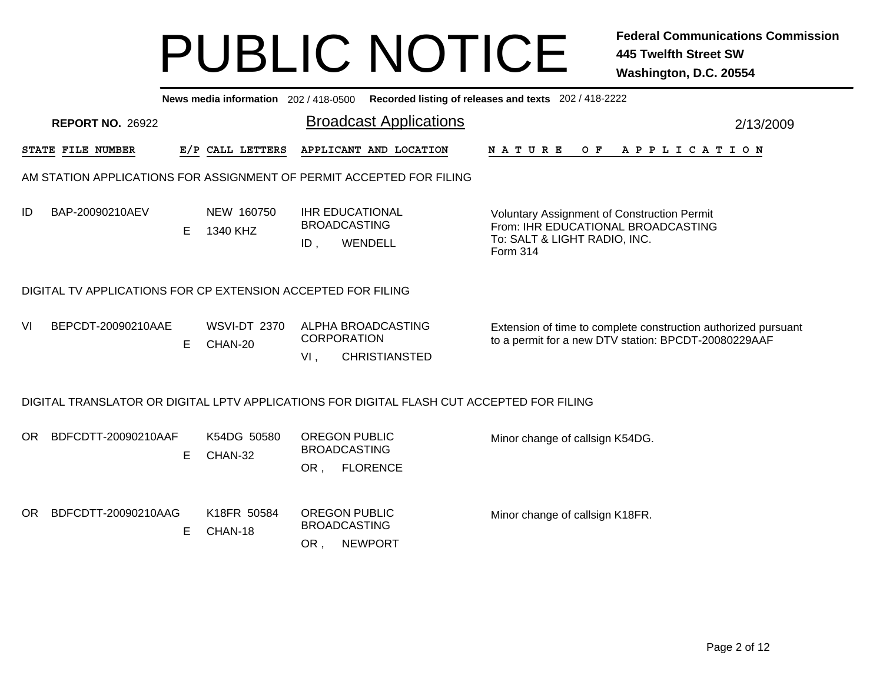# PUBLIC NOTICE

**Federal Communications Commission**
**445 Twelfth Street SW**
**Washington, D.C. 20554**

**News media information** 202 / 418-0500 **Recorded listing of releases and texts** 202 / 418-2222

**REPORT NO.** 26922

## Broadcast Applications

2/13/2009

| STATE | FILE NUMBER | E/P | CALL LETTERS | APPLICANT AND LOCATION | NATURE OF APPLICATION |
|---|---|---|---|---|---|

### AM STATION APPLICATIONS FOR ASSIGNMENT OF PERMIT ACCEPTED FOR FILING

| STATE | FILE NUMBER | E/P | CALL LETTERS | APPLICANT AND LOCATION | NATURE OF APPLICATION |
|---|---|---|---|---|---|
| ID | BAP-20090210AEV | E | NEW 160750<br>1340 KHZ | IHR EDUCATIONAL BROADCASTING<br>ID , WENDELL | Voluntary Assignment of Construction Permit<br>From: IHR EDUCATIONAL BROADCASTING<br>To: SALT & LIGHT RADIO, INC.<br>Form 314 |

### DIGITAL TV APPLICATIONS FOR CP EXTENSION ACCEPTED FOR FILING

| STATE | FILE NUMBER | E/P | CALL LETTERS | APPLICANT AND LOCATION | NATURE OF APPLICATION |
|---|---|---|---|---|---|
| VI | BEPCDT-20090210AAE | E | WSVI-DT 2370<br>CHAN-20 | ALPHA BROADCASTING CORPORATION<br>VI , CHRISTIANSTED | Extension of time to complete construction authorized pursuant to a permit for a new DTV station: BPCDT-20080229AAF |

### DIGITAL TRANSLATOR OR DIGITAL LPTV APPLICATIONS FOR DIGITAL FLASH CUT ACCEPTED FOR FILING

| STATE | FILE NUMBER | E/P | CALL LETTERS | APPLICANT AND LOCATION | NATURE OF APPLICATION |
|---|---|---|---|---|---|
| OR | BDFCDTT-20090210AAF | E | K54DG 50580<br>CHAN-32 | OREGON PUBLIC BROADCASTING<br>OR , FLORENCE | Minor change of callsign K54DG. |
| OR | BDFCDTT-20090210AAG | E | K18FR 50584<br>CHAN-18 | OREGON PUBLIC BROADCASTING<br>OR , NEWPORT | Minor change of callsign K18FR. |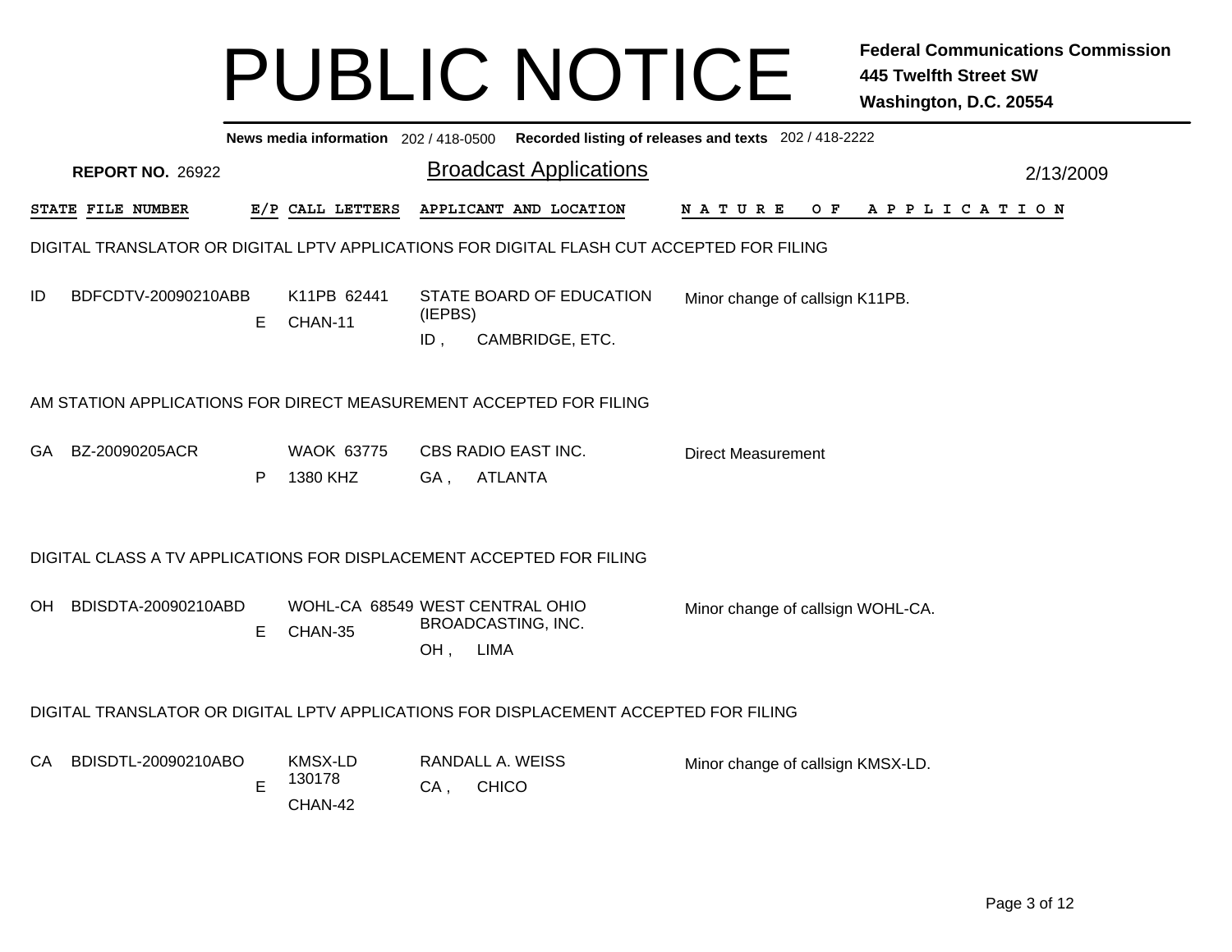# PUBLIC NOTICE

**Federal Communications Commission**
**445 Twelfth Street SW**
**Washington, D.C. 20554**

**News media information** 202 / 418-0500 **Recorded listing of releases and texts** 202 / 418-2222

**REPORT NO.** 26922

## Broadcast Applications

2/13/2009

| STATE | FILE NUMBER | E/P | CALL LETTERS | APPLICANT AND LOCATION | NATURE OF APPLICATION |
|---|---|---|---|---|---|

### DIGITAL TRANSLATOR OR DIGITAL LPTV APPLICATIONS FOR DIGITAL FLASH CUT ACCEPTED FOR FILING

| STATE | FILE NUMBER | E/P | CALL LETTERS | APPLICANT AND LOCATION | NATURE OF APPLICATION |
|---|---|---|---|---|---|
| ID | BDFCDTV-20090210ABB | E | K11PB 62441 CHAN-11 | STATE BOARD OF EDUCATION (IEPBS) ID , CAMBRIDGE, ETC. | Minor change of callsign K11PB. |

### AM STATION APPLICATIONS FOR DIRECT MEASUREMENT ACCEPTED FOR FILING

| STATE | FILE NUMBER | E/P | CALL LETTERS | APPLICANT AND LOCATION | NATURE OF APPLICATION |
|---|---|---|---|---|---|
| GA | BZ-20090205ACR | P | WAOK 63775 1380 KHZ | CBS RADIO EAST INC. GA , ATLANTA | Direct Measurement |

### DIGITAL CLASS A TV APPLICATIONS FOR DISPLACEMENT ACCEPTED FOR FILING

| STATE | FILE NUMBER | E/P | CALL LETTERS | APPLICANT AND LOCATION | NATURE OF APPLICATION |
|---|---|---|---|---|---|
| OH | BDISDTA-20090210ABD | E | WOHL-CA 68549 CHAN-35 | WEST CENTRAL OHIO BROADCASTING, INC. OH , LIMA | Minor change of callsign WOHL-CA. |

### DIGITAL TRANSLATOR OR DIGITAL LPTV APPLICATIONS FOR DISPLACEMENT ACCEPTED FOR FILING

| STATE | FILE NUMBER | E/P | CALL LETTERS | APPLICANT AND LOCATION | NATURE OF APPLICATION |
|---|---|---|---|---|---|
| CA | BDISDTL-20090210ABO | E | KMSX-LD 130178 CHAN-42 | RANDALL A. WEISS CA , CHICO | Minor change of callsign KMSX-LD. |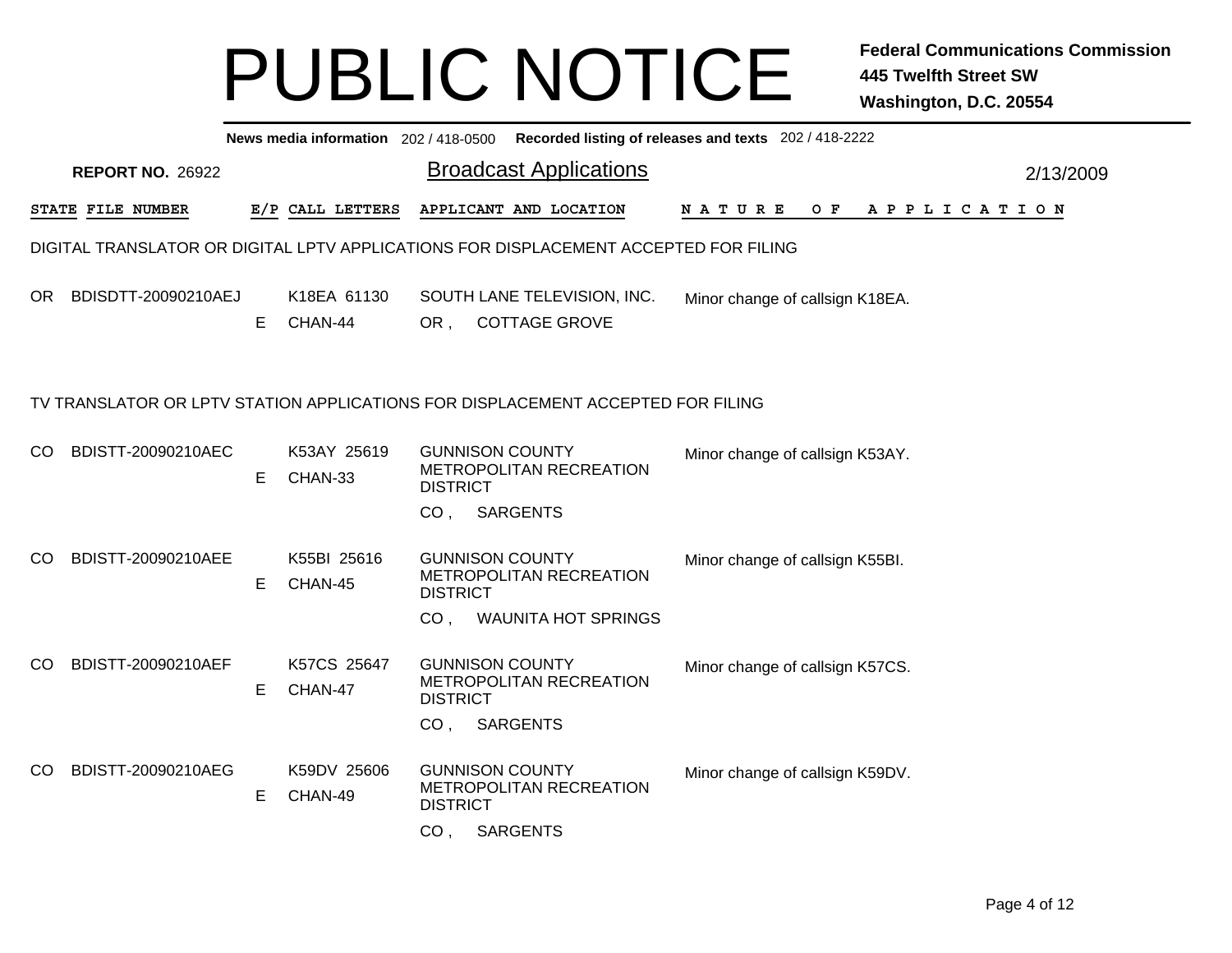# PUBLIC NOTICE

**Federal Communications Commission**
**445 Twelfth Street SW**
**Washington, D.C. 20554**

**News media information** 202 / 418-0500 **Recorded listing of releases and texts** 202 / 418-2222

**REPORT NO.** 26922

## Broadcast Applications

2/13/2009

| STATE | FILE NUMBER | E/P | CALL LETTERS | APPLICANT AND LOCATION | NATURE OF APPLICATION |
|---|---|---|---|---|---|

### DIGITAL TRANSLATOR OR DIGITAL LPTV APPLICATIONS FOR DISPLACEMENT ACCEPTED FOR FILING

| STATE | FILE NUMBER | E/P | CALL LETTERS | APPLICANT AND LOCATION | NATURE OF APPLICATION |
|---|---|---|---|---|---|
| OR | BDISDTT-20090210AEJ | E | K18EA 61130 CHAN-44 | SOUTH LANE TELEVISION, INC. OR , COTTAGE GROVE | Minor change of callsign K18EA. |

### TV TRANSLATOR OR LPTV STATION APPLICATIONS FOR DISPLACEMENT ACCEPTED FOR FILING

| STATE | FILE NUMBER | E/P | CALL LETTERS | APPLICANT AND LOCATION | NATURE OF APPLICATION |
|---|---|---|---|---|---|
| CO | BDISTT-20090210AEC | E | K53AY 25619 CHAN-33 | GUNNISON COUNTY METROPOLITAN RECREATION DISTRICT CO , SARGENTS | Minor change of callsign K53AY. |
| CO | BDISTT-20090210AEE | E | K55BI 25616 CHAN-45 | GUNNISON COUNTY METROPOLITAN RECREATION DISTRICT CO , WAUNITA HOT SPRINGS | Minor change of callsign K55BI. |
| CO | BDISTT-20090210AEF | E | K57CS 25647 CHAN-47 | GUNNISON COUNTY METROPOLITAN RECREATION DISTRICT CO , SARGENTS | Minor change of callsign K57CS. |
| CO | BDISTT-20090210AEG | E | K59DV 25606 CHAN-49 | GUNNISON COUNTY METROPOLITAN RECREATION DISTRICT CO , SARGENTS | Minor change of callsign K59DV. |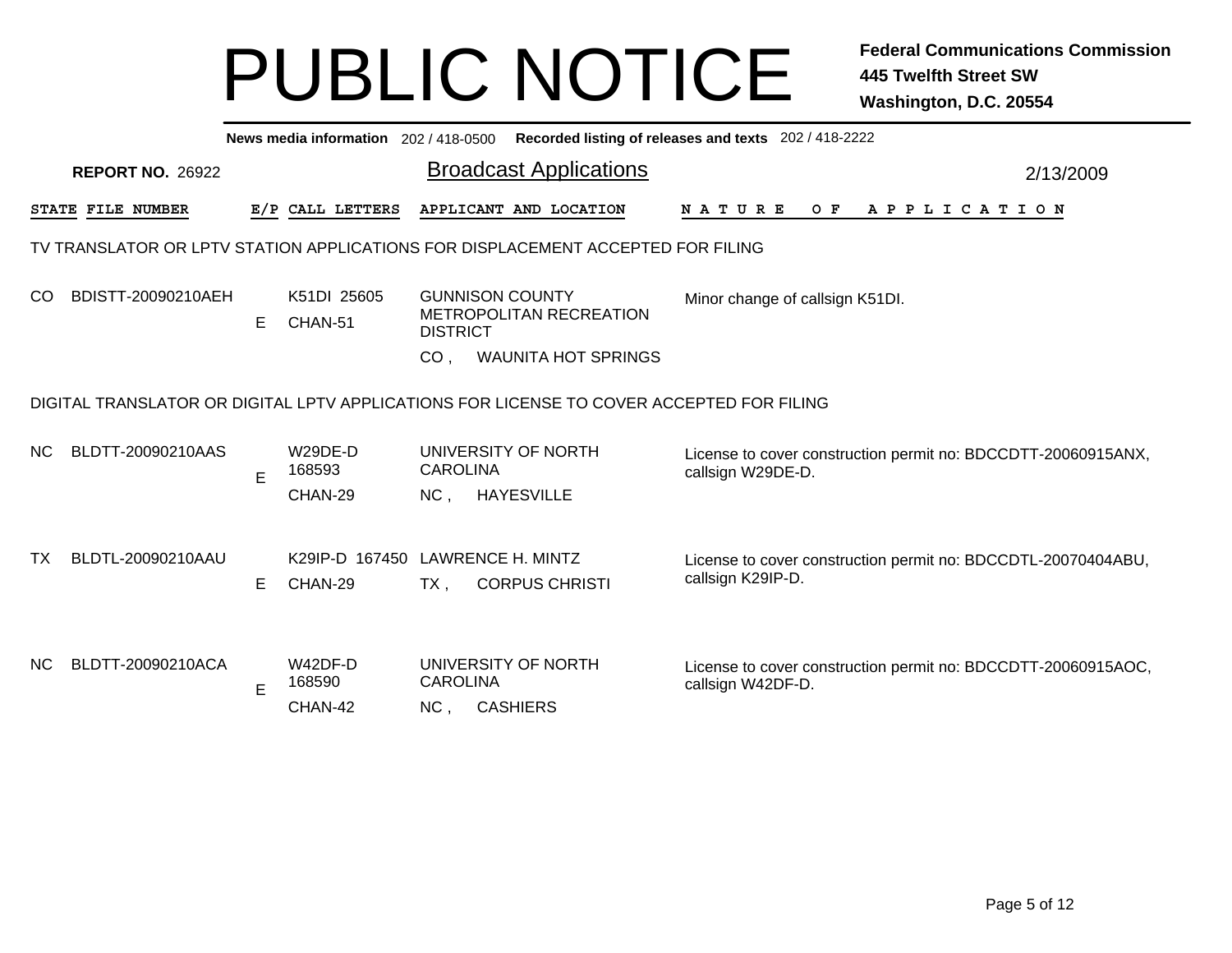# PUBLIC NOTICE

**Federal Communications Commission**
**445 Twelfth Street SW**
**Washington, D.C. 20554**

**News media information** 202 / 418-0500 **Recorded listing of releases and texts** 202 / 418-2222

**REPORT NO.** 26922

## Broadcast Applications

2/13/2009

| STATE | FILE NUMBER | E/P | CALL LETTERS | APPLICANT AND LOCATION | NATURE OF APPLICATION |
|---|---|---|---|---|---|

### TV TRANSLATOR OR LPTV STATION APPLICATIONS FOR DISPLACEMENT ACCEPTED FOR FILING

| STATE | FILE NUMBER | E/P | CALL LETTERS | APPLICANT AND LOCATION | NATURE OF APPLICATION |
|---|---|---|---|---|---|
| CO | BDISTT-20090210AEH | E | K51DI 25605 CHAN-51 | GUNNISON COUNTY METROPOLITAN RECREATION DISTRICT CO , WAUNITA HOT SPRINGS | Minor change of callsign K51DI. |

### DIGITAL TRANSLATOR OR DIGITAL LPTV APPLICATIONS FOR LICENSE TO COVER ACCEPTED FOR FILING

| STATE | FILE NUMBER | E/P | CALL LETTERS | APPLICANT AND LOCATION | NATURE OF APPLICATION |
|---|---|---|---|---|---|
| NC | BLDTT-20090210AAS | E | W29DE-D 168593 CHAN-29 | UNIVERSITY OF NORTH CAROLINA NC , HAYESVILLE | License to cover construction permit no: BDCCDTT-20060915ANX, callsign W29DE-D. |
| TX | BLDTL-20090210AAU | E | K29IP-D 167450 CHAN-29 | LAWRENCE H. MINTZ TX , CORPUS CHRISTI | License to cover construction permit no: BDCCDTL-20070404ABU, callsign K29IP-D. |
| NC | BLDTT-20090210ACA | E | W42DF-D 168590 CHAN-42 | UNIVERSITY OF NORTH CAROLINA NC , CASHIERS | License to cover construction permit no: BDCCDTT-20060915AOC, callsign W42DF-D. |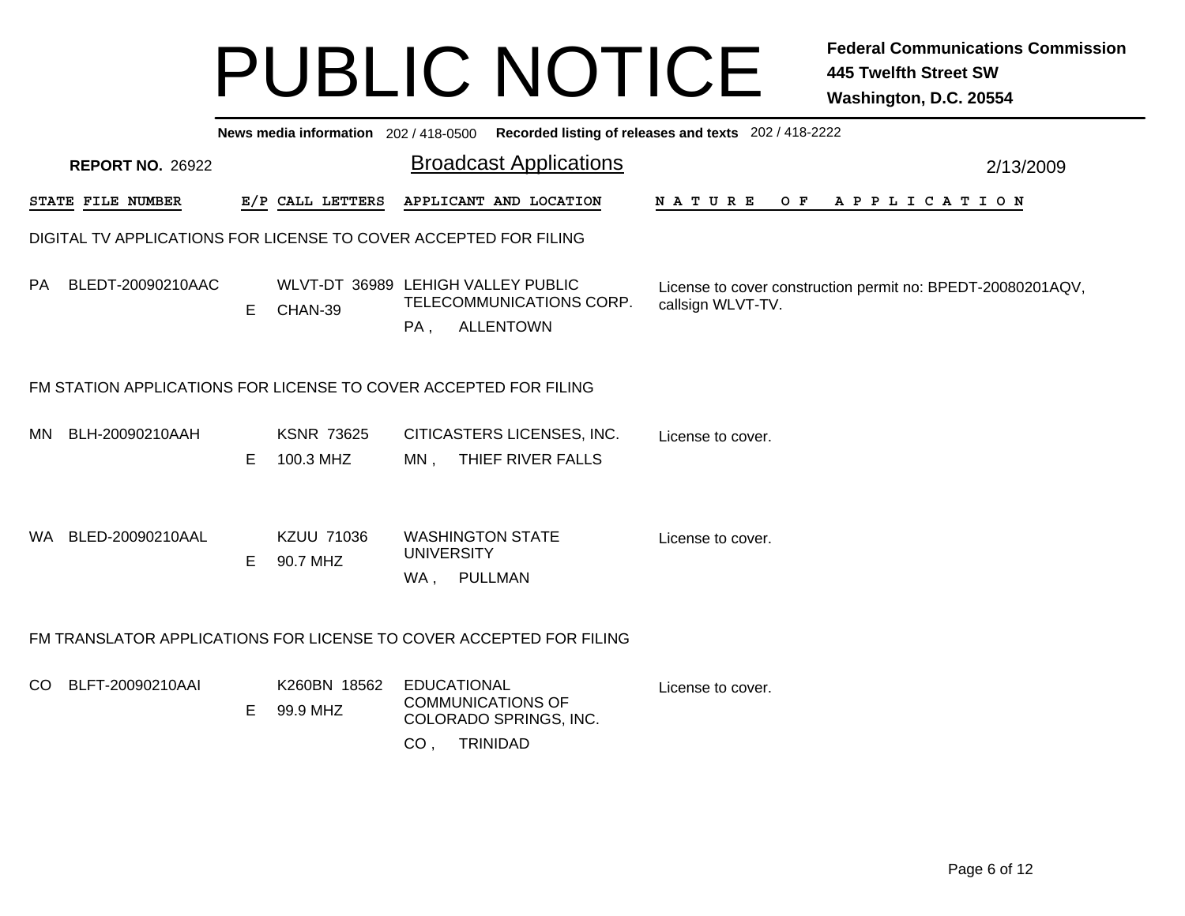# PUBLIC NOTICE

**Federal Communications Commission**
**445 Twelfth Street SW**
**Washington, D.C. 20554**

**News media information** 202 / 418-0500 **Recorded listing of releases and texts** 202 / 418-2222

**REPORT NO.** 26922

## Broadcast Applications

2/13/2009

| STATE | FILE NUMBER | E/P | CALL LETTERS | APPLICANT AND LOCATION | NATURE OF APPLICATION |
|---|---|---|---|---|---|

### DIGITAL TV APPLICATIONS FOR LICENSE TO COVER ACCEPTED FOR FILING

| STATE | FILE NUMBER | E/P | CALL LETTERS | APPLICANT AND LOCATION | NATURE OF APPLICATION |
|---|---|---|---|---|---|
| PA | BLEDT-20090210AAC | E | WLVT-DT 36989<br>CHAN-39 | LEHIGH VALLEY PUBLIC TELECOMMUNICATIONS CORP.<br>PA , ALLENTOWN | License to cover construction permit no: BPEDT-20080201AQV, callsign WLVT-TV. |

### FM STATION APPLICATIONS FOR LICENSE TO COVER ACCEPTED FOR FILING

| STATE | FILE NUMBER | E/P | CALL LETTERS | APPLICANT AND LOCATION | NATURE OF APPLICATION |
|---|---|---|---|---|---|
| MN | BLH-20090210AAH | E | KSNR 73625<br>100.3 MHZ | CITICASTERS LICENSES, INC.<br>MN , THIEF RIVER FALLS | License to cover. |
| WA | BLED-20090210AAL | E | KZUU 71036<br>90.7 MHZ | WASHINGTON STATE UNIVERSITY<br>WA , PULLMAN | License to cover. |

### FM TRANSLATOR APPLICATIONS FOR LICENSE TO COVER ACCEPTED FOR FILING

| STATE | FILE NUMBER | E/P | CALL LETTERS | APPLICANT AND LOCATION | NATURE OF APPLICATION |
|---|---|---|---|---|---|
| CO | BLFT-20090210AAI | E | K260BN 18562<br>99.9 MHZ | EDUCATIONAL COMMUNICATIONS OF COLORADO SPRINGS, INC.<br>CO , TRINIDAD | License to cover. |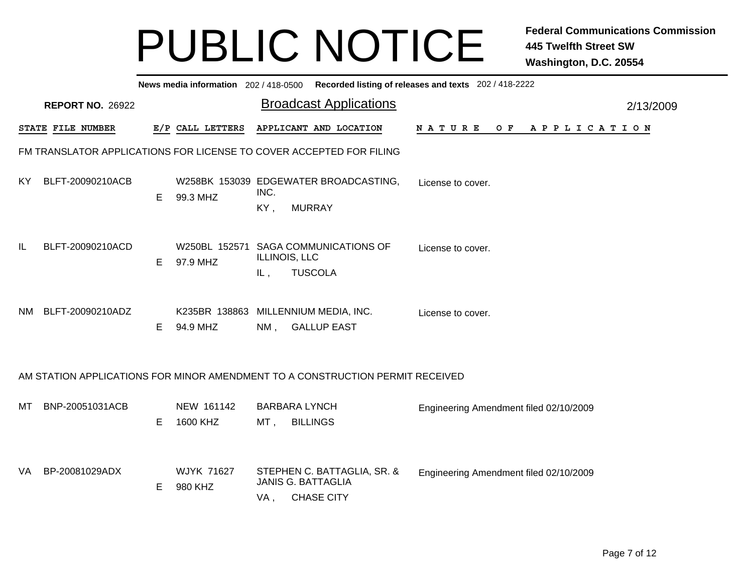# PUBLIC NOTICE

**Federal Communications Commission**
**445 Twelfth Street SW**
**Washington, D.C. 20554**

**News media information** 202 / 418-0500 **Recorded listing of releases and texts** 202 / 418-2222

**REPORT NO.** 26922

## Broadcast Applications

2/13/2009

| STATE | FILE NUMBER | E/P | CALL LETTERS | APPLICANT AND LOCATION | NATURE OF APPLICATION |
|---|---|---|---|---|---|

### FM TRANSLATOR APPLICATIONS FOR LICENSE TO COVER ACCEPTED FOR FILING

| STATE | FILE NUMBER | E/P | CALL LETTERS | APPLICANT AND LOCATION | NATURE OF APPLICATION |
|---|---|---|---|---|---|
| KY | BLFT-20090210ACB | E | W258BK 153039<br>99.3 MHZ | EDGEWATER BROADCASTING, INC.<br>KY , MURRAY | License to cover. |
| IL | BLFT-20090210ACD | E | W250BL 152571<br>97.9 MHZ | SAGA COMMUNICATIONS OF ILLINOIS, LLC<br>IL , TUSCOLA | License to cover. |
| NM | BLFT-20090210ADZ | E | K235BR 138863<br>94.9 MHZ | MILLENNIUM MEDIA, INC.<br>NM , GALLUP EAST | License to cover. |

### AM STATION APPLICATIONS FOR MINOR AMENDMENT TO A CONSTRUCTION PERMIT RECEIVED

| STATE | FILE NUMBER | E/P | CALL LETTERS | APPLICANT AND LOCATION | NATURE OF APPLICATION |
|---|---|---|---|---|---|
| MT | BNP-20051031ACB | E | NEW 161142<br>1600 KHZ | BARBARA LYNCH<br>MT , BILLINGS | Engineering Amendment filed 02/10/2009 |
| VA | BP-20081029ADX | E | WJYK 71627<br>980 KHZ | STEPHEN C. BATTAGLIA, SR. & JANIS G. BATTAGLIA<br>VA , CHASE CITY | Engineering Amendment filed 02/10/2009 |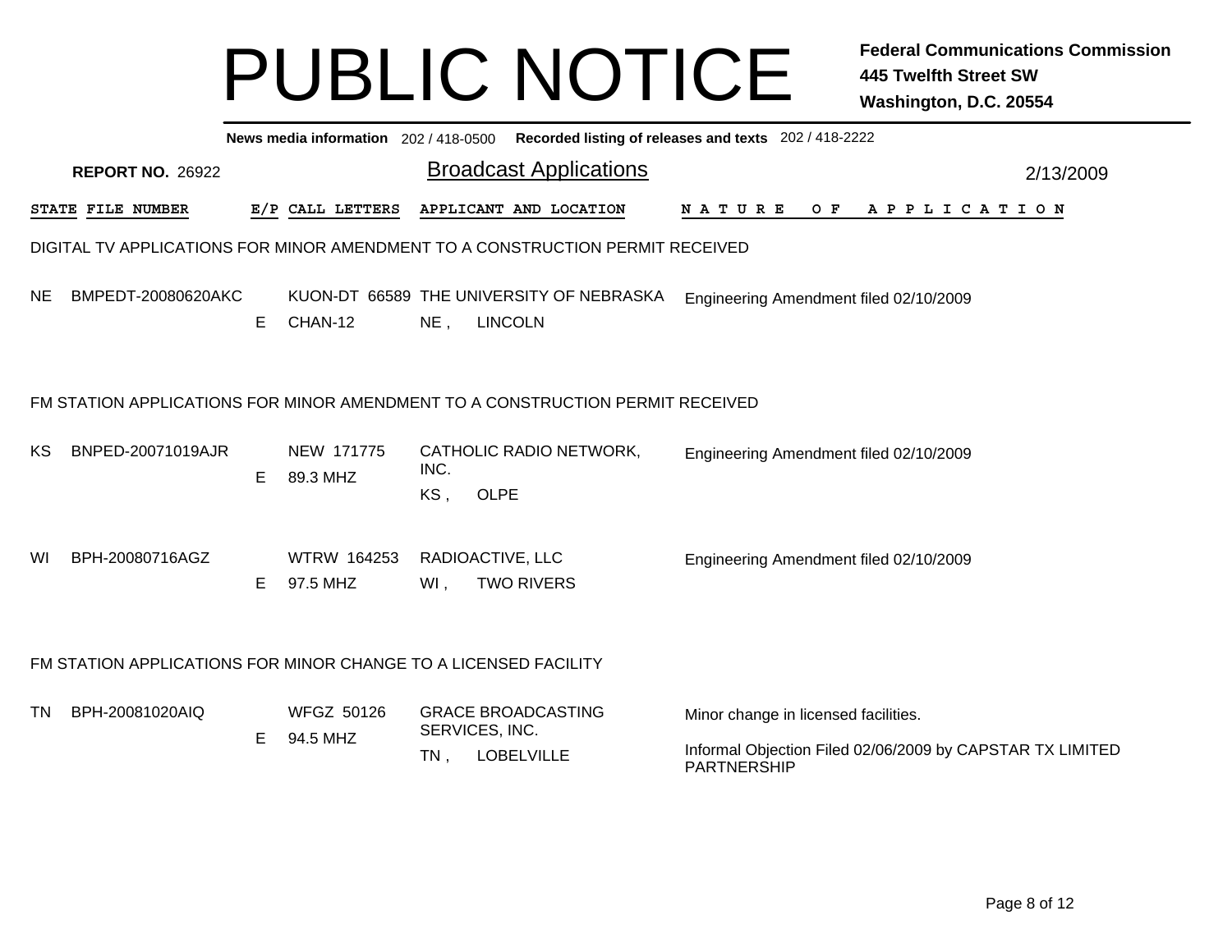# PUBLIC NOTICE

**Federal Communications Commission**
**445 Twelfth Street SW**
**Washington, D.C. 20554**

**News media information** 202 / 418-0500 **Recorded listing of releases and texts** 202 / 418-2222

**REPORT NO.** 26922

## Broadcast Applications

2/13/2009

| STATE | FILE NUMBER | E/P | CALL LETTERS | APPLICANT AND LOCATION | NATURE OF APPLICATION |
|---|---|---|---|---|---|

### DIGITAL TV APPLICATIONS FOR MINOR AMENDMENT TO A CONSTRUCTION PERMIT RECEIVED

| STATE | FILE NUMBER | E/P | CALL LETTERS | APPLICANT AND LOCATION | NATURE OF APPLICATION |
|---|---|---|---|---|---|
| NE | BMPEDT-20080620AKC | E | KUON-DT 66589<br>CHAN-12 | THE UNIVERSITY OF NEBRASKA<br>NE , LINCOLN | Engineering Amendment filed 02/10/2009 |

### FM STATION APPLICATIONS FOR MINOR AMENDMENT TO A CONSTRUCTION PERMIT RECEIVED

| STATE | FILE NUMBER | E/P | CALL LETTERS | APPLICANT AND LOCATION | NATURE OF APPLICATION |
|---|---|---|---|---|---|
| KS | BNPED-20071019AJR | E | NEW 171775<br>89.3 MHZ | CATHOLIC RADIO NETWORK, INC.<br>KS , OLPE | Engineering Amendment filed 02/10/2009 |
| WI | BPH-20080716AGZ | E | WTRW 164253<br>97.5 MHZ | RADIOACTIVE, LLC<br>WI , TWO RIVERS | Engineering Amendment filed 02/10/2009 |

### FM STATION APPLICATIONS FOR MINOR CHANGE TO A LICENSED FACILITY

| STATE | FILE NUMBER | E/P | CALL LETTERS | APPLICANT AND LOCATION | NATURE OF APPLICATION |
|---|---|---|---|---|---|
| TN | BPH-20081020AIQ | E | WFGZ 50126<br>94.5 MHZ | GRACE BROADCASTING SERVICES, INC.<br>TN , LOBELVILLE | Minor change in licensed facilities.<br><br>Informal Objection Filed 02/06/2009 by CAPSTAR TX LIMITED PARTNERSHIP |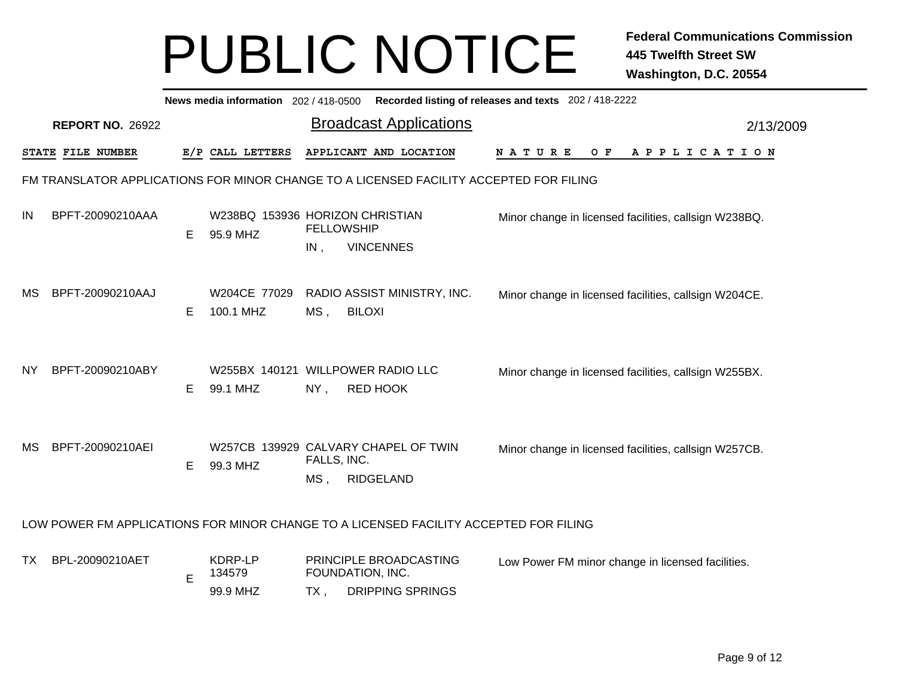# PUBLIC NOTICE

**Federal Communications Commission**
**445 Twelfth Street SW**
**Washington, D.C. 20554**

**News media information** 202 / 418-0500 **Recorded listing of releases and texts** 202 / 418-2222

**REPORT NO.** 26922

## Broadcast Applications

2/13/2009

| STATE | FILE NUMBER | E/P | CALL LETTERS | APPLICANT AND LOCATION | NATURE OF APPLICATION |
|---|---|---|---|---|---|
| **FM TRANSLATOR APPLICATIONS FOR MINOR CHANGE TO A LICENSED FACILITY ACCEPTED FOR FILING** | | | | | |
| IN | BPFT-20090210AAA | E | W238BQ 153936<br>95.9 MHZ | HORIZON CHRISTIAN FELLOWSHIP<br>IN , VINCENNES | Minor change in licensed facilities, callsign W238BQ. |
| MS | BPFT-20090210AAJ | E | W204CE 77029<br>100.1 MHZ | RADIO ASSIST MINISTRY, INC.<br>MS , BILOXI | Minor change in licensed facilities, callsign W204CE. |
| NY | BPFT-20090210ABY | E | W255BX 140121<br>99.1 MHZ | WILLPOWER RADIO LLC<br>NY , RED HOOK | Minor change in licensed facilities, callsign W255BX. |
| MS | BPFT-20090210AEI | E | W257CB 139929<br>99.3 MHZ | CALVARY CHAPEL OF TWIN FALLS, INC.<br>MS , RIDGELAND | Minor change in licensed facilities, callsign W257CB. |
| **LOW POWER FM APPLICATIONS FOR MINOR CHANGE TO A LICENSED FACILITY ACCEPTED FOR FILING** | | | | | |
| TX | BPL-20090210AET | E | KDRP-LP 134579<br>99.9 MHZ | PRINCIPLE BROADCASTING FOUNDATION, INC.<br>TX , DRIPPING SPRINGS | Low Power FM minor change in licensed facilities. |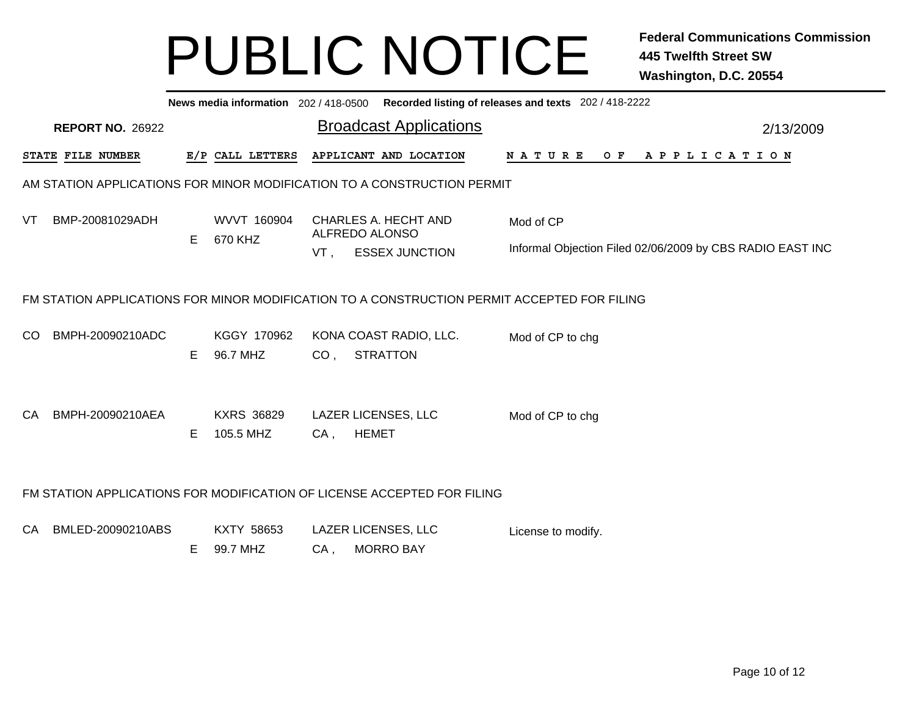# PUBLIC NOTICE

**Federal Communications Commission**
**445 Twelfth Street SW**
**Washington, D.C. 20554**

**News media information** 202 / 418-0500 **Recorded listing of releases and texts** 202 / 418-2222

**REPORT NO.** 26922

## Broadcast Applications

2/13/2009

| STATE | FILE NUMBER | E/P | CALL LETTERS | APPLICANT AND LOCATION | NATURE OF APPLICATION |
|---|---|---|---|---|---|

### AM STATION APPLICATIONS FOR MINOR MODIFICATION TO A CONSTRUCTION PERMIT

| STATE | FILE NUMBER | E/P | CALL LETTERS | APPLICANT AND LOCATION | NATURE OF APPLICATION |
|---|---|---|---|---|---|
| VT | BMP-20081029ADH | E | WVVT 160904<br>670 KHZ | CHARLES A. HECHT AND ALFREDO ALONSO<br>VT , ESSEX JUNCTION | Mod of CP<br><br>Informal Objection Filed 02/06/2009 by CBS RADIO EAST INC |

### FM STATION APPLICATIONS FOR MINOR MODIFICATION TO A CONSTRUCTION PERMIT ACCEPTED FOR FILING

| STATE | FILE NUMBER | E/P | CALL LETTERS | APPLICANT AND LOCATION | NATURE OF APPLICATION |
|---|---|---|---|---|---|
| CO | BMPH-20090210ADC | E | KGGY 170962<br>96.7 MHZ | KONA COAST RADIO, LLC.<br>CO , STRATTON | Mod of CP to chg |
| CA | BMPH-20090210AEA | E | KXRS 36829<br>105.5 MHZ | LAZER LICENSES, LLC<br>CA , HEMET | Mod of CP to chg |

### FM STATION APPLICATIONS FOR MODIFICATION OF LICENSE ACCEPTED FOR FILING

| STATE | FILE NUMBER | E/P | CALL LETTERS | APPLICANT AND LOCATION | NATURE OF APPLICATION |
|---|---|---|---|---|---|
| CA | BMLED-20090210ABS | E | KXTY 58653<br>99.7 MHZ | LAZER LICENSES, LLC<br>CA , MORRO BAY | License to modify. |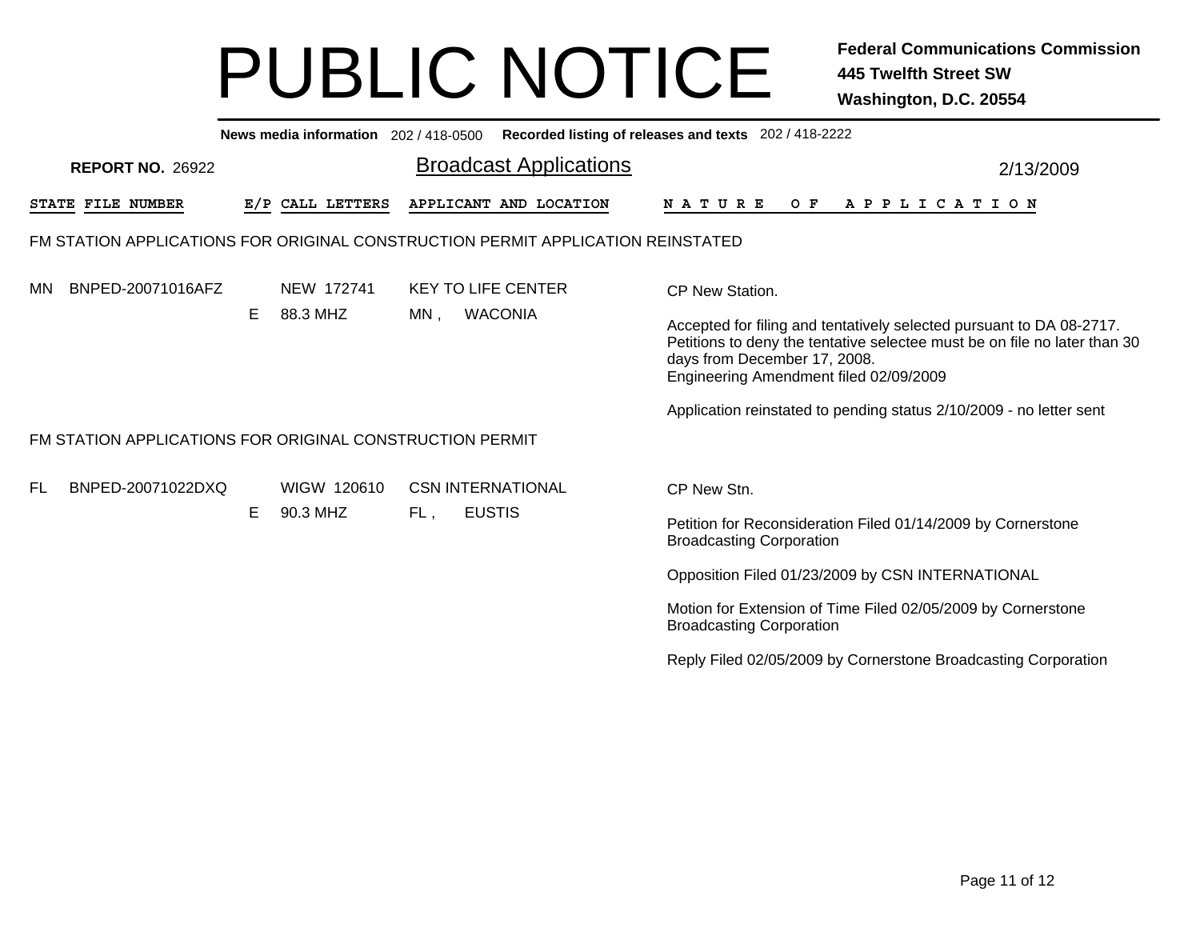# PUBLIC NOTICE

**Federal Communications Commission**
**445 Twelfth Street SW**
**Washington, D.C. 20554**

**News media information** 202 / 418-0500 **Recorded listing of releases and texts** 202 / 418-2222

**REPORT NO.** 26922

## Broadcast Applications

2/13/2009

| STATE | FILE NUMBER | E/P | CALL LETTERS | APPLICANT AND LOCATION | NATURE OF APPLICATION |
|---|---|---|---|---|---|

### FM STATION APPLICATIONS FOR ORIGINAL CONSTRUCTION PERMIT APPLICATION REINSTATED

| STATE | FILE NUMBER | E/P | CALL LETTERS | APPLICANT AND LOCATION | NATURE OF APPLICATION |
|---|---|---|---|---|---|
| MN | BNPED-20071016AFZ | E | NEW 172741<br>88.3 MHZ | KEY TO LIFE CENTER<br>MN , WACONIA | CP New Station.<br><br>Accepted for filing and tentatively selected pursuant to DA 08-2717. Petitions to deny the tentative selectee must be on file no later than 30 days from December 17, 2008.<br>Engineering Amendment filed 02/09/2009<br><br>Application reinstated to pending status 2/10/2009 - no letter sent |

### FM STATION APPLICATIONS FOR ORIGINAL CONSTRUCTION PERMIT

| STATE | FILE NUMBER | E/P | CALL LETTERS | APPLICANT AND LOCATION | NATURE OF APPLICATION |
|---|---|---|---|---|---|
| FL | BNPED-20071022DXQ | E | WIGW 120610<br>90.3 MHZ | CSN INTERNATIONAL<br>FL , EUSTIS | CP New Stn.<br><br>Petition for Reconsideration Filed 01/14/2009 by Cornerstone Broadcasting Corporation<br><br>Opposition Filed 01/23/2009 by CSN INTERNATIONAL<br><br>Motion for Extension of Time Filed 02/05/2009 by Cornerstone Broadcasting Corporation<br><br>Reply Filed 02/05/2009 by Cornerstone Broadcasting Corporation |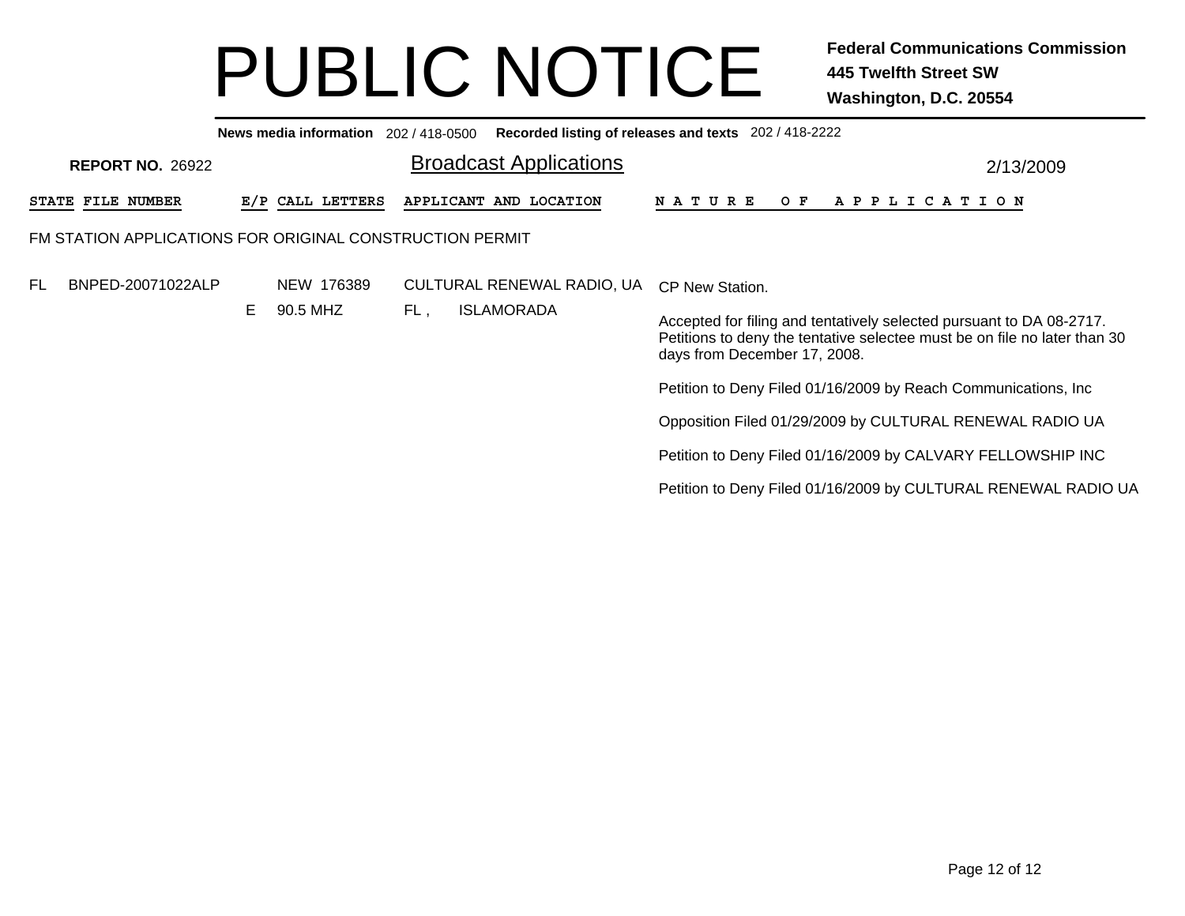# PUBLIC NOTICE

**Federal Communications Commission**
**445 Twelfth Street SW**
**Washington, D.C. 20554**

**News media information** 202 / 418-0500 **Recorded listing of releases and texts** 202 / 418-2222

**REPORT NO.** 26922

## Broadcast Applications

2/13/2009

| STATE | FILE NUMBER | E/P | CALL LETTERS | APPLICANT AND LOCATION | NATURE OF APPLICATION |
|---|---|---|---|---|---|

FM STATION APPLICATIONS FOR ORIGINAL CONSTRUCTION PERMIT

| STATE | FILE NUMBER | E/P | CALL LETTERS | APPLICANT AND LOCATION | NATURE OF APPLICATION |
|---|---|---|---|---|---|
| FL | BNPED-20071022ALP | E | NEW 176389<br>90.5 MHZ | CULTURAL RENEWAL RADIO, UA<br>FL , ISLAMORADA | CP New Station.<br><br>Accepted for filing and tentatively selected pursuant to DA 08-2717. Petitions to deny the tentative selectee must be on file no later than 30 days from December 17, 2008.<br><br>Petition to Deny Filed 01/16/2009 by Reach Communications, Inc<br><br>Opposition Filed 01/29/2009 by CULTURAL RENEWAL RADIO UA<br><br>Petition to Deny Filed 01/16/2009 by CALVARY FELLOWSHIP INC<br><br>Petition to Deny Filed 01/16/2009 by CULTURAL RENEWAL RADIO UA |